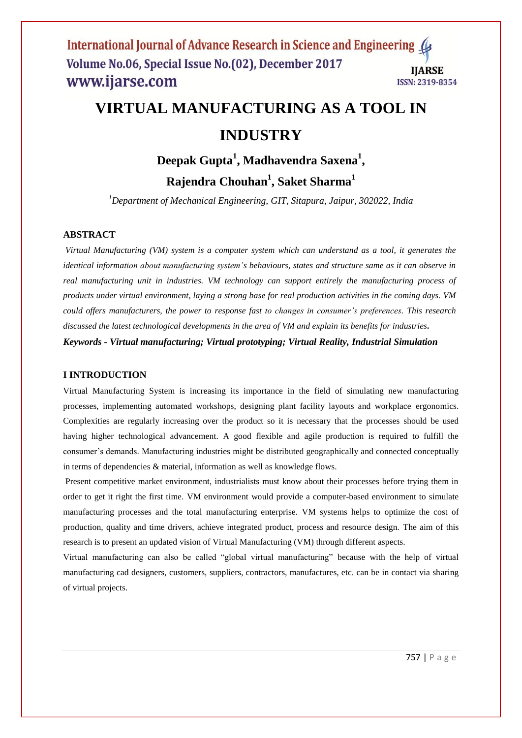# VIRTUAL MANUFACTURING AS A TOOL IN INDUSTRY

**Deepak Gupta[1], Madhavendra Saxena[1], Rajendra Chouhan[1], Saket Sharma[1]**

*[1]Department of Mechanical Engineering, GIT, Sitapura, Jaipur, 302022, India*

## ABSTRACT

*Virtual Manufacturing (VM) system is a computer system which can understand as a tool, it generates the identical information about manufacturing system's behaviours, states and structure same as it can observe in real manufacturing unit in industries. VM technology can support entirely the manufacturing process of products under virtual environment, laying a strong base for real production activities in the coming days. VM could offers manufacturers, the power to response fast to changes in consumer's preferences. This research discussed the latest technological developments in the area of VM and explain its benefits for industries.*

***Keywords - Virtual manufacturing; Virtual prototyping; Virtual Reality, Industrial Simulation***

## I INTRODUCTION

Virtual Manufacturing System is increasing its importance in the field of simulating new manufacturing processes, implementing automated workshops, designing plant facility layouts and workplace ergonomics. Complexities are regularly increasing over the product so it is necessary that the processes should be used having higher technological advancement. A good flexible and agile production is required to fulfill the consumer's demands. Manufacturing industries might be distributed geographically and connected conceptually in terms of dependencies & material, information as well as knowledge flows.

Present competitive market environment, industrialists must know about their processes before trying them in order to get it right the first time. VM environment would provide a computer-based environment to simulate manufacturing processes and the total manufacturing enterprise. VM systems helps to optimize the cost of production, quality and time drivers, achieve integrated product, process and resource design. The aim of this research is to present an updated vision of Virtual Manufacturing (VM) through different aspects.

Virtual manufacturing can also be called "global virtual manufacturing" because with the help of virtual manufacturing cad designers, customers, suppliers, contractors, manufactures, etc. can be in contact via sharing of virtual projects.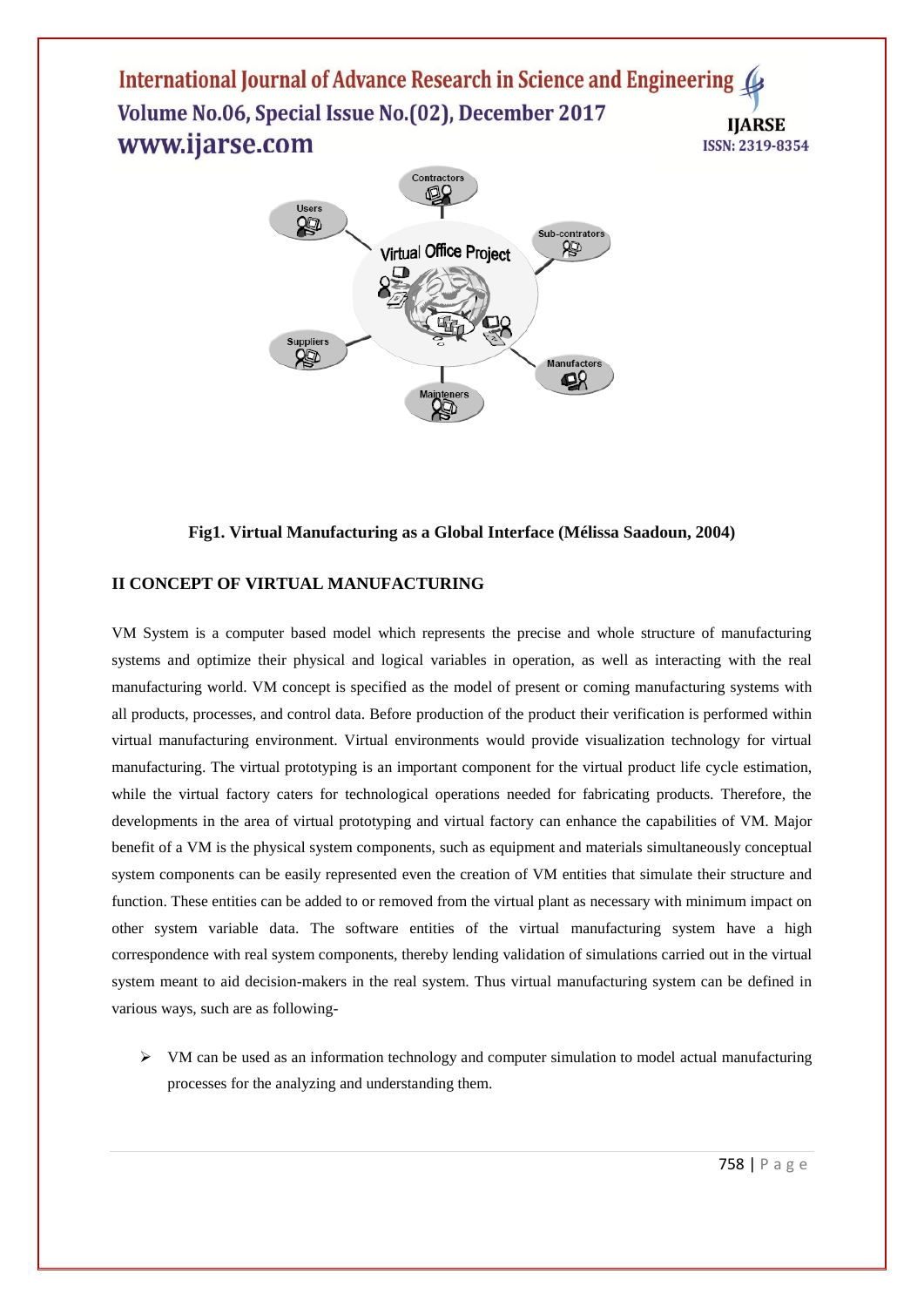Fig1. Virtual Manufacturing as a Global Interface (Mélissa Saadoun, 2004)

## II CONCEPT OF VIRTUAL MANUFACTURING

VM System is a computer based model which represents the precise and whole structure of manufacturing systems and optimize their physical and logical variables in operation, as well as interacting with the real manufacturing world. VM concept is specified as the model of present or coming manufacturing systems with all products, processes, and control data. Before production of the product their verification is performed within virtual manufacturing environment. Virtual environments would provide visualization technology for virtual manufacturing. The virtual prototyping is an important component for the virtual product life cycle estimation, while the virtual factory caters for technological operations needed for fabricating products. Therefore, the developments in the area of virtual prototyping and virtual factory can enhance the capabilities of VM. Major benefit of a VM is the physical system components, such as equipment and materials simultaneously conceptual system components can be easily represented even the creation of VM entities that simulate their structure and function. These entities can be added to or removed from the virtual plant as necessary with minimum impact on other system variable data. The software entities of the virtual manufacturing system have a high correspondence with real system components, thereby lending validation of simulations carried out in the virtual system meant to aid decision-makers in the real system. Thus virtual manufacturing system can be defined in various ways, such are as following-

- VM can be used as an information technology and computer simulation to model actual manufacturing processes for the analyzing and understanding them.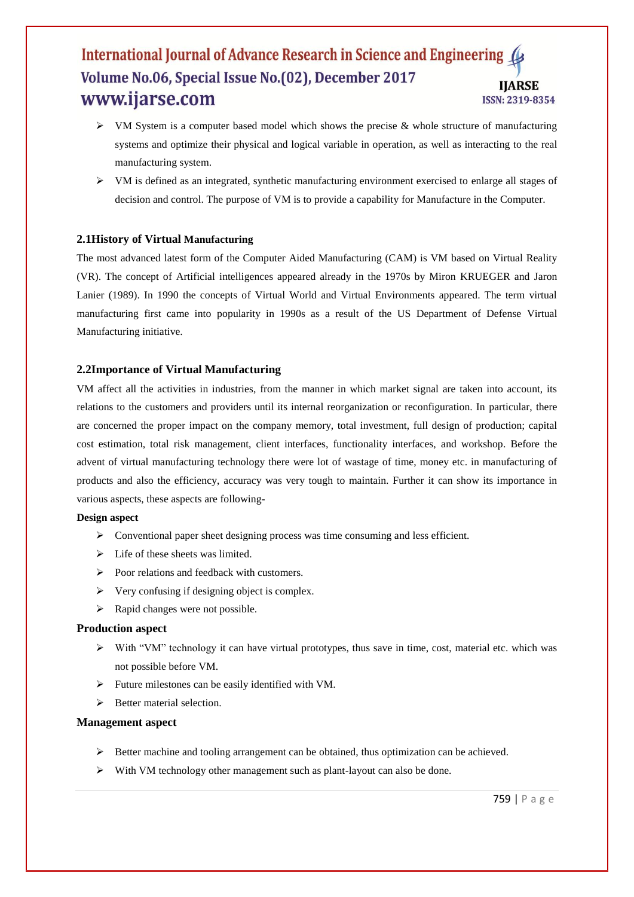- VM System is a computer based model which shows the precise & whole structure of manufacturing systems and optimize their physical and logical variable in operation, as well as interacting to the real manufacturing system.
- VM is defined as an integrated, synthetic manufacturing environment exercised to enlarge all stages of decision and control. The purpose of VM is to provide a capability for Manufacture in the Computer.

### 2.1History of Virtual Manufacturing

The most advanced latest form of the Computer Aided Manufacturing (CAM) is VM based on Virtual Reality (VR). The concept of Artificial intelligences appeared already in the 1970s by Miron KRUEGER and Jaron Lanier (1989). In 1990 the concepts of Virtual World and Virtual Environments appeared. The term virtual manufacturing first came into popularity in 1990s as a result of the US Department of Defense Virtual Manufacturing initiative.

### 2.2Importance of Virtual Manufacturing

VM affect all the activities in industries, from the manner in which market signal are taken into account, its relations to the customers and providers until its internal reorganization or reconfiguration. In particular, there are concerned the proper impact on the company memory, total investment, full design of production; capital cost estimation, total risk management, client interfaces, functionality interfaces, and workshop. Before the advent of virtual manufacturing technology there were lot of wastage of time, money etc. in manufacturing of products and also the efficiency, accuracy was very tough to maintain. Further it can show its importance in various aspects, these aspects are following-

**Design aspect**

- Conventional paper sheet designing process was time consuming and less efficient.
- Life of these sheets was limited.
- Poor relations and feedback with customers.
- Very confusing if designing object is complex.
- Rapid changes were not possible.

**Production aspect**

- With "VM" technology it can have virtual prototypes, thus save in time, cost, material etc. which was not possible before VM.
- Future milestones can be easily identified with VM.
- Better material selection.

**Management aspect**

- Better machine and tooling arrangement can be obtained, thus optimization can be achieved.
- With VM technology other management such as plant-layout can also be done.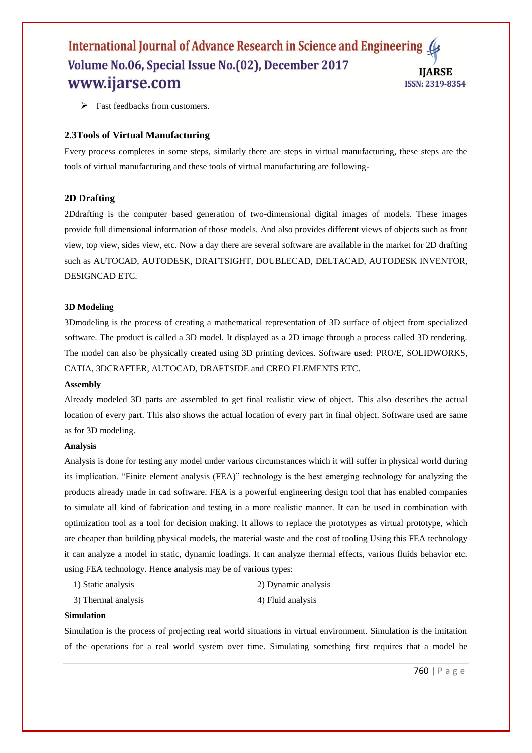- Fast feedbacks from customers.

### 2.3Tools of Virtual Manufacturing

Every process completes in some steps, similarly there are steps in virtual manufacturing, these steps are the tools of virtual manufacturing and these tools of virtual manufacturing are following-

### 2D Drafting

2Ddrafting is the computer based generation of two-dimensional digital images of models. These images provide full dimensional information of those models. And also provides different views of objects such as front view, top view, sides view, etc. Now a day there are several software are available in the market for 2D drafting such as AUTOCAD, AUTODESK, DRAFTSIGHT, DOUBLECAD, DELTACAD, AUTODESK INVENTOR, DESIGNCAD ETC.

#### 3D Modeling

3Dmodeling is the process of creating a mathematical representation of 3D surface of object from specialized software. The product is called a 3D model. It displayed as a 2D image through a process called 3D rendering. The model can also be physically created using 3D printing devices. Software used: PRO/E, SOLIDWORKS, CATIA, 3DCRAFTER, AUTOCAD, DRAFTSIDE and CREO ELEMENTS ETC.

#### Assembly

Already modeled 3D parts are assembled to get final realistic view of object. This also describes the actual location of every part. This also shows the actual location of every part in final object. Software used are same as for 3D modeling.

#### Analysis

Analysis is done for testing any model under various circumstances which it will suffer in physical world during its implication. "Finite element analysis (FEA)" technology is the best emerging technology for analyzing the products already made in cad software. FEA is a powerful engineering design tool that has enabled companies to simulate all kind of fabrication and testing in a more realistic manner. It can be used in combination with optimization tool as a tool for decision making. It allows to replace the prototypes as virtual prototype, which are cheaper than building physical models, the material waste and the cost of tooling Using this FEA technology it can analyze a model in static, dynamic loadings. It can analyze thermal effects, various fluids behavior etc. using FEA technology. Hence analysis may be of various types:

1) Static analysis
2) Dynamic analysis
3) Thermal analysis
4) Fluid analysis

#### Simulation

Simulation is the process of projecting real world situations in virtual environment. Simulation is the imitation of the operations for a real world system over time. Simulating something first requires that a model be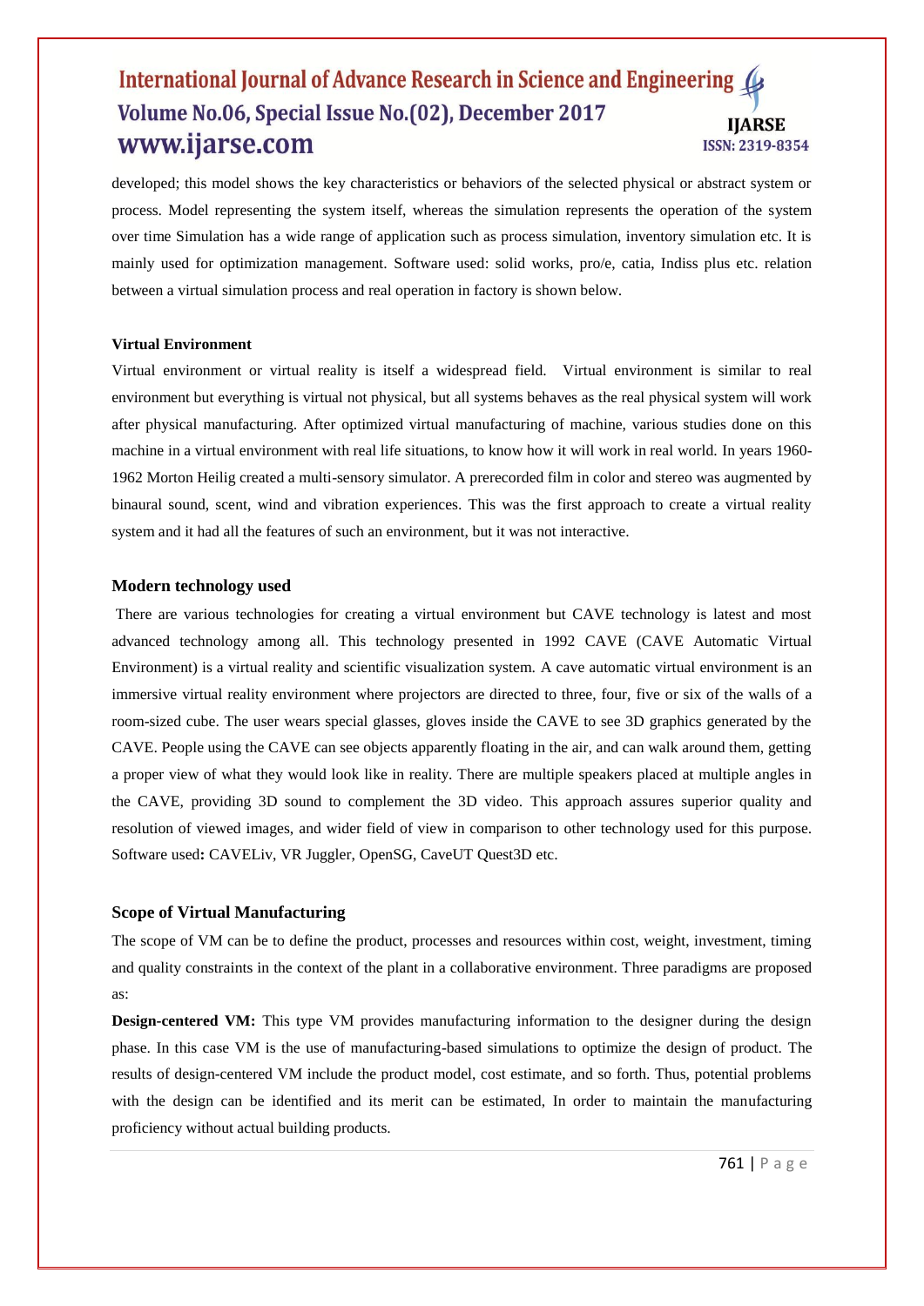developed; this model shows the key characteristics or behaviors of the selected physical or abstract system or process. Model representing the system itself, whereas the simulation represents the operation of the system over time Simulation has a wide range of application such as process simulation, inventory simulation etc. It is mainly used for optimization management. Software used: solid works, pro/e, catia, Indiss plus etc. relation between a virtual simulation process and real operation in factory is shown below.

**Virtual Environment**

Virtual environment or virtual reality is itself a widespread field. Virtual environment is similar to real environment but everything is virtual not physical, but all systems behaves as the real physical system will work after physical manufacturing. After optimized virtual manufacturing of machine, various studies done on this machine in a virtual environment with real life situations, to know how it will work in real world. In years 1960-1962 Morton Heilig created a multi-sensory simulator. A prerecorded film in color and stereo was augmented by binaural sound, scent, wind and vibration experiences. This was the first approach to create a virtual reality system and it had all the features of such an environment, but it was not interactive.

## Modern technology used

There are various technologies for creating a virtual environment but CAVE technology is latest and most advanced technology among all. This technology presented in 1992 CAVE (CAVE Automatic Virtual Environment) is a virtual reality and scientific visualization system. A cave automatic virtual environment is an immersive virtual reality environment where projectors are directed to three, four, five or six of the walls of a room-sized cube. The user wears special glasses, gloves inside the CAVE to see 3D graphics generated by the CAVE. People using the CAVE can see objects apparently floating in the air, and can walk around them, getting a proper view of what they would look like in reality. There are multiple speakers placed at multiple angles in the CAVE, providing 3D sound to complement the 3D video. This approach assures superior quality and resolution of viewed images, and wider field of view in comparison to other technology used for this purpose. Software used**:** CAVELiv, VR Juggler, OpenSG, CaveUT Quest3D etc.

## Scope of Virtual Manufacturing

The scope of VM can be to define the product, processes and resources within cost, weight, investment, timing and quality constraints in the context of the plant in a collaborative environment. Three paradigms are proposed as:

**Design-centered VM:** This type VM provides manufacturing information to the designer during the design phase. In this case VM is the use of manufacturing-based simulations to optimize the design of product. The results of design-centered VM include the product model, cost estimate, and so forth. Thus, potential problems with the design can be identified and its merit can be estimated, In order to maintain the manufacturing proficiency without actual building products.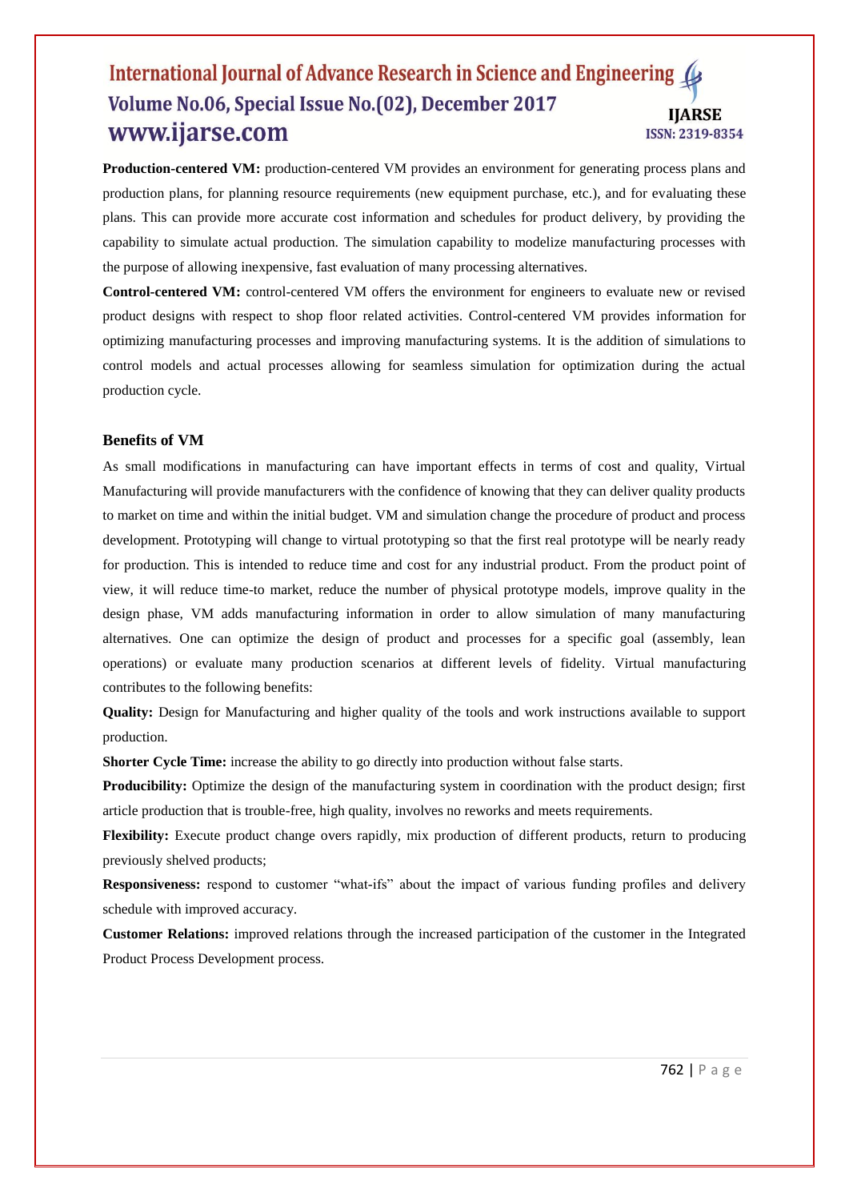**Production-centered VM:** production-centered VM provides an environment for generating process plans and production plans, for planning resource requirements (new equipment purchase, etc.), and for evaluating these plans. This can provide more accurate cost information and schedules for product delivery, by providing the capability to simulate actual production. The simulation capability to modelize manufacturing processes with the purpose of allowing inexpensive, fast evaluation of many processing alternatives.

**Control-centered VM:** control-centered VM offers the environment for engineers to evaluate new or revised product designs with respect to shop floor related activities. Control-centered VM provides information for optimizing manufacturing processes and improving manufacturing systems. It is the addition of simulations to control models and actual processes allowing for seamless simulation for optimization during the actual production cycle.

## Benefits of VM

As small modifications in manufacturing can have important effects in terms of cost and quality, Virtual Manufacturing will provide manufacturers with the confidence of knowing that they can deliver quality products to market on time and within the initial budget. VM and simulation change the procedure of product and process development. Prototyping will change to virtual prototyping so that the first real prototype will be nearly ready for production. This is intended to reduce time and cost for any industrial product. From the product point of view, it will reduce time-to market, reduce the number of physical prototype models, improve quality in the design phase, VM adds manufacturing information in order to allow simulation of many manufacturing alternatives. One can optimize the design of product and processes for a specific goal (assembly, lean operations) or evaluate many production scenarios at different levels of fidelity. Virtual manufacturing contributes to the following benefits:

**Quality:** Design for Manufacturing and higher quality of the tools and work instructions available to support production.

**Shorter Cycle Time:** increase the ability to go directly into production without false starts.

**Producibility:** Optimize the design of the manufacturing system in coordination with the product design; first article production that is trouble-free, high quality, involves no reworks and meets requirements.

**Flexibility:** Execute product change overs rapidly, mix production of different products, return to producing previously shelved products;

**Responsiveness:** respond to customer "what-ifs" about the impact of various funding profiles and delivery schedule with improved accuracy.

**Customer Relations:** improved relations through the increased participation of the customer in the Integrated Product Process Development process.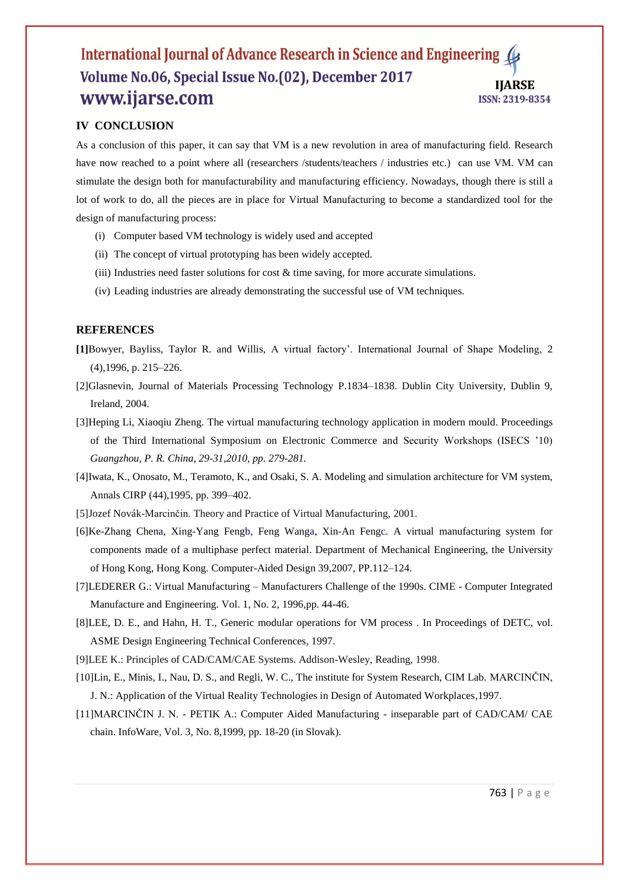## IV CONCLUSION

As a conclusion of this paper, it can say that VM is a new revolution in area of manufacturing field. Research have now reached to a point where all (researchers /students/teachers / industries etc.) can use VM. VM can stimulate the design both for manufacturability and manufacturing efficiency. Nowadays, though there is still a lot of work to do, all the pieces are in place for Virtual Manufacturing to become a standardized tool for the design of manufacturing process:

(i) Computer based VM technology is widely used and accepted

(ii) The concept of virtual prototyping has been widely accepted.

(iii) Industries need faster solutions for cost & time saving, for more accurate simulations.

(iv) Leading industries are already demonstrating the successful use of VM techniques.

## REFERENCES

**[1]**Bowyer, Bayliss, Taylor R. and Willis, A virtual factory'. International Journal of Shape Modeling, 2 (4),1996, p. 215–226.

[2]Glasnevin, Journal of Materials Processing Technology P.1834–1838. Dublin City University, Dublin 9, Ireland, 2004.

[3]Heping Li, Xiaoqiu Zheng. The virtual manufacturing technology application in modern mould. Proceedings of the Third International Symposium on Electronic Commerce and Security Workshops (ISECS '10) *Guangzhou, P. R. China, 29-31,2010, pp. 279-281.*

[4]Iwata, K., Onosato, M., Teramoto, K., and Osaki, S. A. Modeling and simulation architecture for VM system, Annals CIRP (44),1995, pp. 399–402.

[5]Jozef Novák-Marcinčin. Theory and Practice of Virtual Manufacturing, 2001.

[6]Ke-Zhang Chena, Xing-Yang Fengb, Feng Wanga, Xin-An Fengc. A virtual manufacturing system for components made of a multiphase perfect material. Department of Mechanical Engineering, the University of Hong Kong, Hong Kong. Computer-Aided Design 39,2007, PP.112–124.

[7]LEDERER G.: Virtual Manufacturing – Manufacturers Challenge of the 1990s. CIME - Computer Integrated Manufacture and Engineering. Vol. 1, No. 2, 1996,pp. 44-46.

[8]LEE, D. E., and Hahn, H. T., Generic modular operations for VM process . In Proceedings of DETC, vol. ASME Design Engineering Technical Conferences, 1997.

[9]LEE K.: Principles of CAD/CAM/CAE Systems. Addison-Wesley, Reading, 1998.

[10]Lin, E., Minis, I., Nau, D. S., and Regli, W. C., The institute for System Research, CIM Lab. MARCINČIN, J. N.: Application of the Virtual Reality Technologies in Design of Automated Workplaces,1997.

[11]MARCINČIN J. N. - PETIK A.: Computer Aided Manufacturing - inseparable part of CAD/CAM/ CAE chain. InfoWare, Vol. 3, No. 8,1999, pp. 18-20 (in Slovak).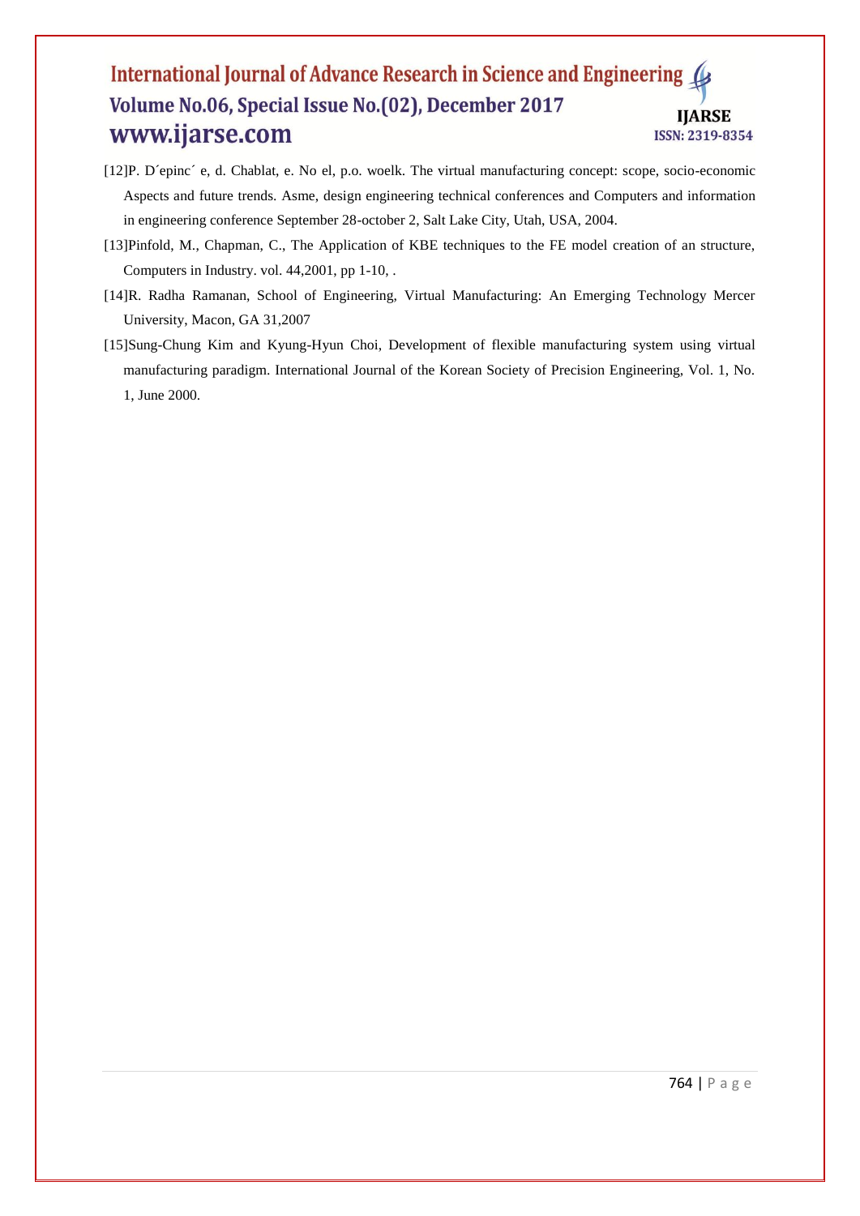[12]P. D´epinc´ e, d. Chablat, e. No el, p.o. woelk. The virtual manufacturing concept: scope, socio-economic Aspects and future trends. Asme, design engineering technical conferences and Computers and information in engineering conference September 28-october 2, Salt Lake City, Utah, USA, 2004.

[13]Pinfold, M., Chapman, C., The Application of KBE techniques to the FE model creation of an structure, Computers in Industry. vol. 44,2001, pp 1-10, .

[14]R. Radha Ramanan, School of Engineering, Virtual Manufacturing: An Emerging Technology Mercer University, Macon, GA 31,2007

[15]Sung-Chung Kim and Kyung-Hyun Choi, Development of flexible manufacturing system using virtual manufacturing paradigm. International Journal of the Korean Society of Precision Engineering, Vol. 1, No. 1, June 2000.